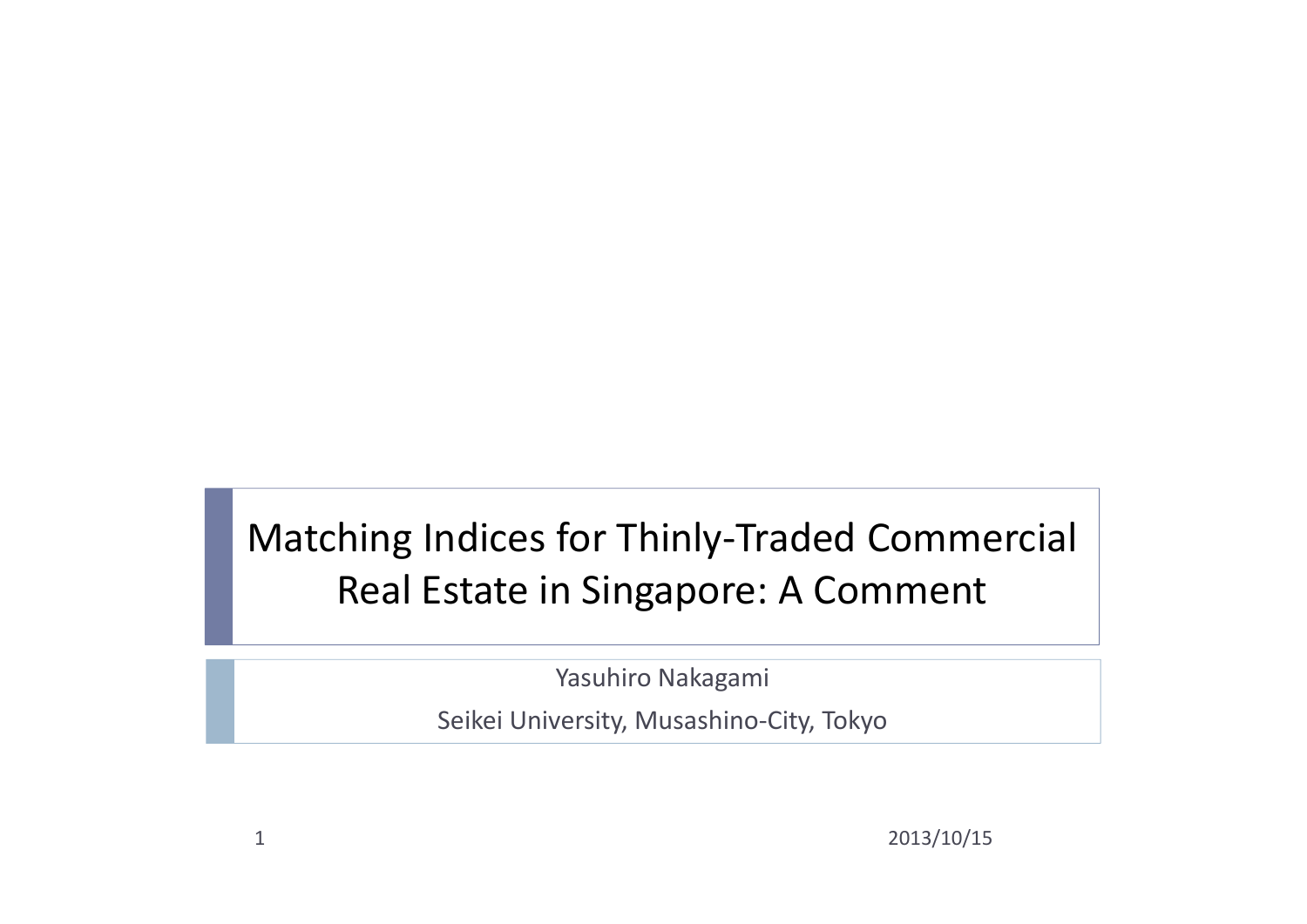# Matching Indices for Thinly-Traded Commercial Real Estate in Singapore: A Comment

Yasuhiro Nakagami

Seikei University, Musashino-City, Tokyo

2013/10/15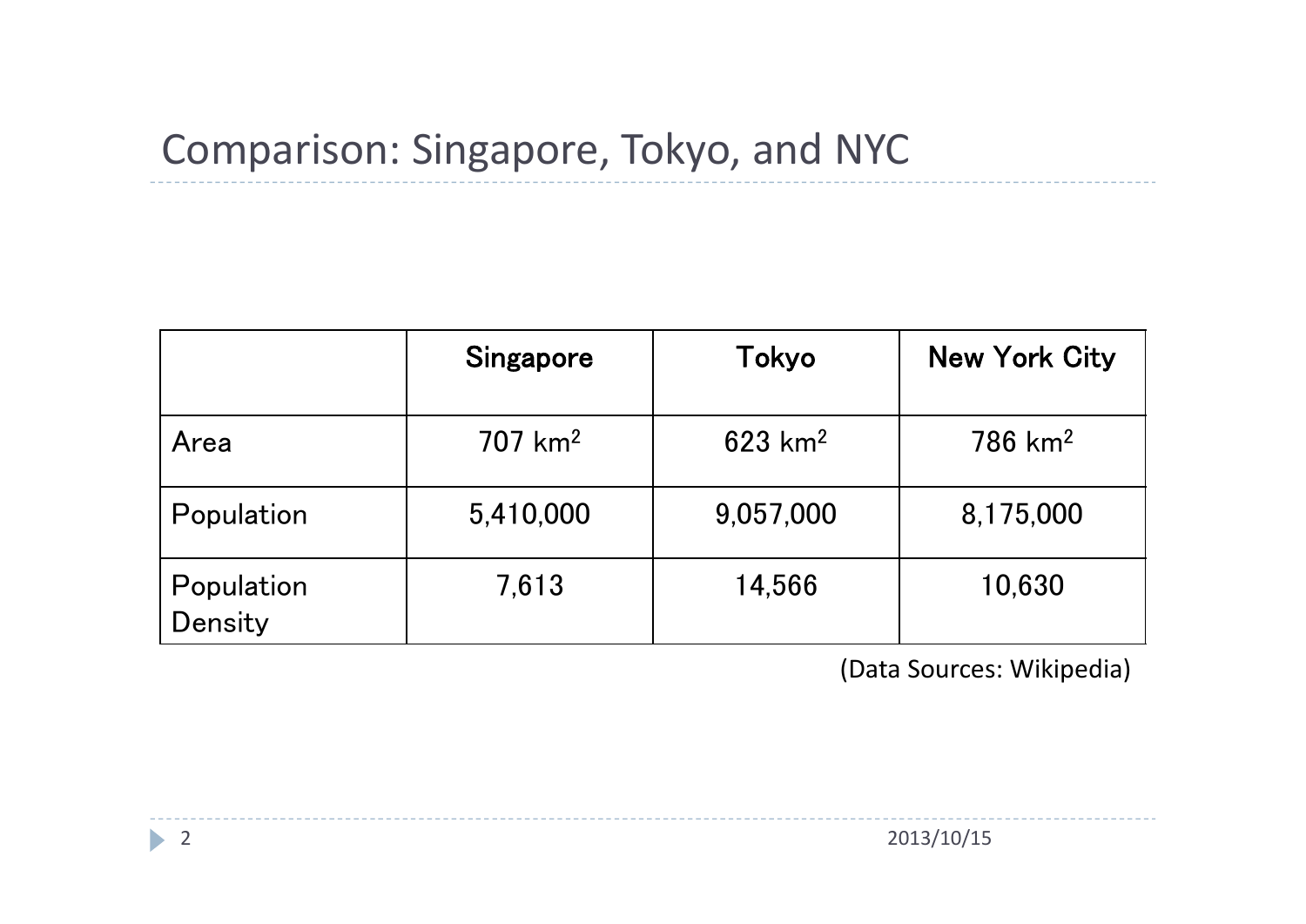# Comparison: Singapore, Tokyo, and NYC

| | Singapore | Tokyo | New York City |
|---|---|---|---|
| Area | 707 $km^2$ | 623 $km^2$ | 786 $km^2$ |
| Population | 5,410,000 | 9,057,000 | 8,175,000 |
| Population Density | 7,613 | 14,566 | 10,630 |

(Data Sources: Wikipedia)

2013/10/15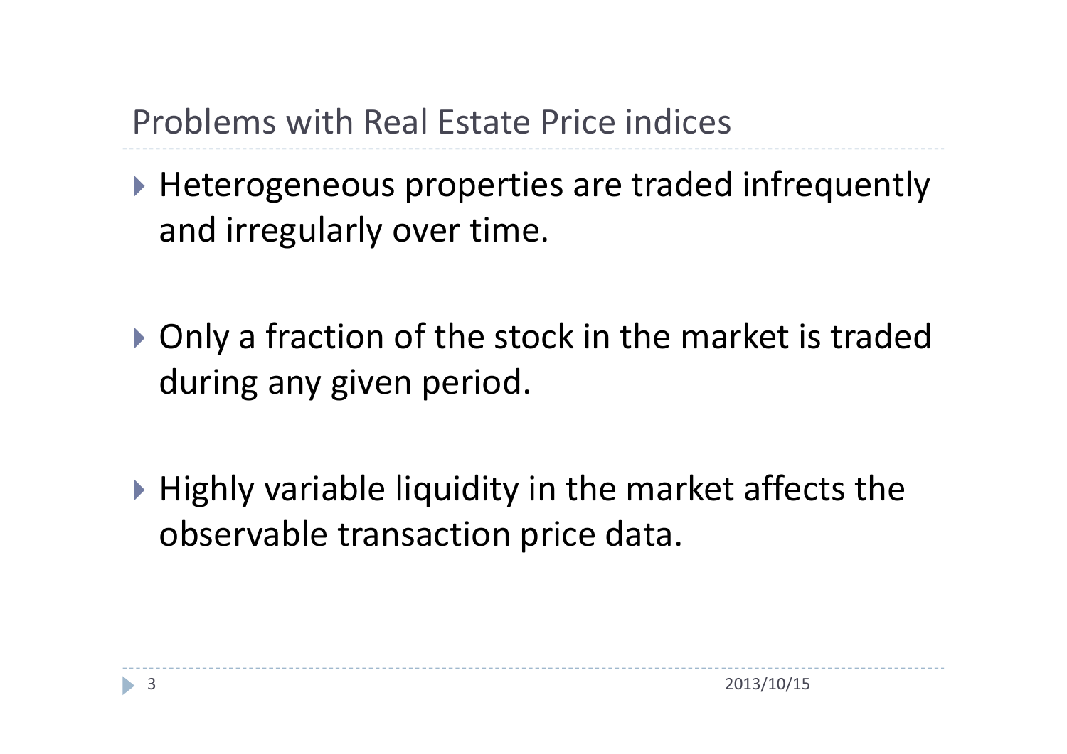## Problems with Real Estate Price indices

- Heterogeneous properties are traded infrequently and irregularly over time.
- Only a fraction of the stock in the market is traded during any given period.
- Highly variable liquidity in the market affects the observable transaction price data.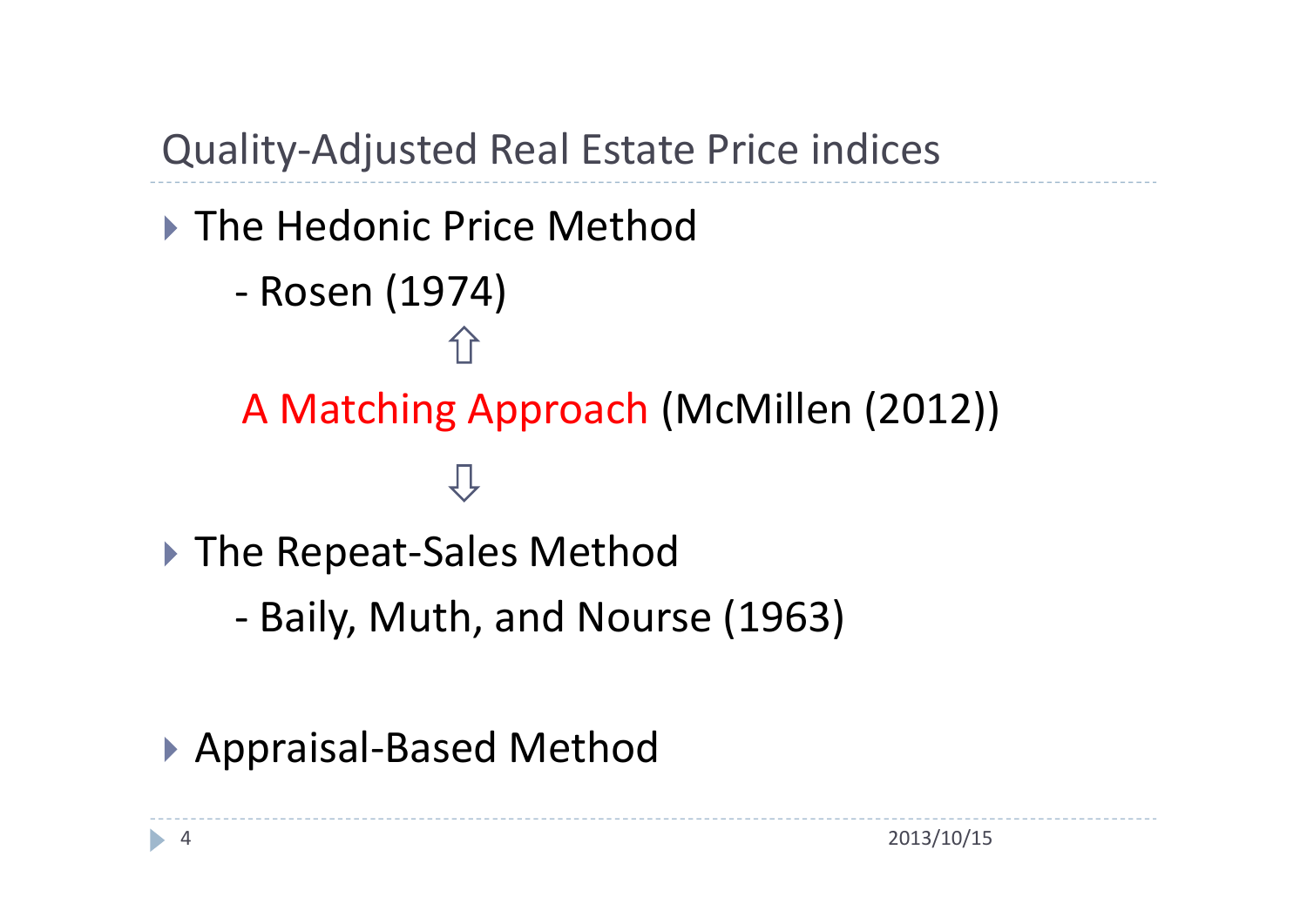# Quality-Adjusted Real Estate Price indices

- The Hedonic Price Method
  - Rosen (1974)

⇧

A Matching Approach (McMillen (2012))

⇩

- The Repeat-Sales Method
  - Baily, Muth, and Nourse (1963)

- Appraisal-Based Method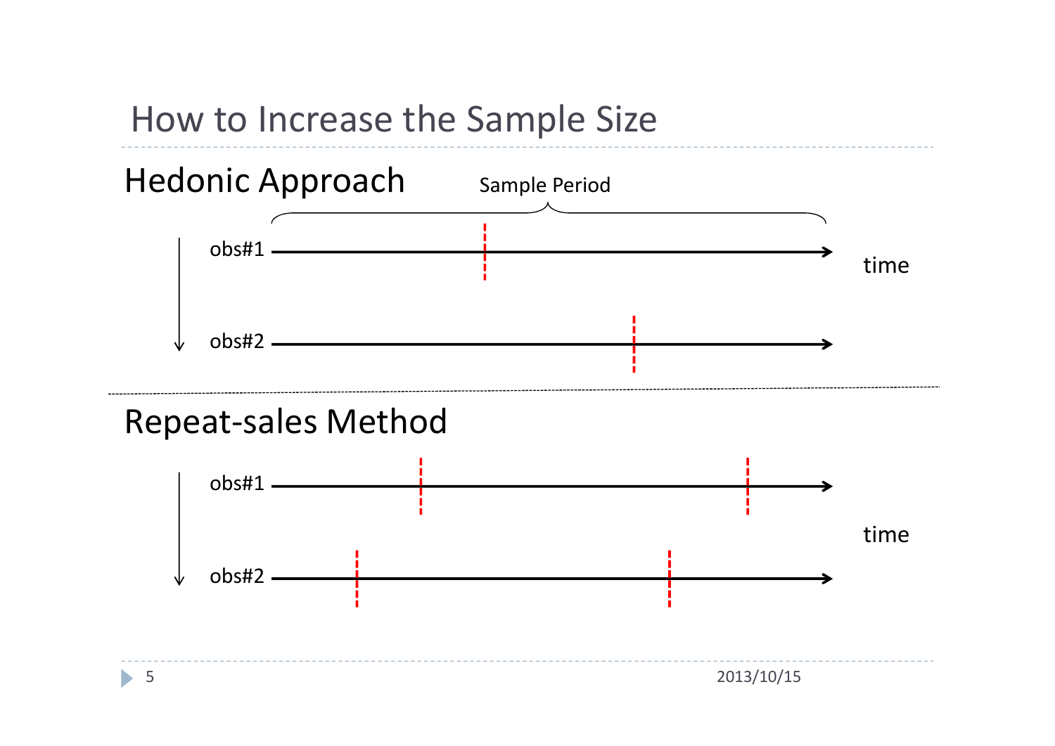# How to Increase the Sample Size

## Hedonic Approach

Sample Period

obs#1

obs#2

time

## Repeat-sales Method

obs#1

obs#2

time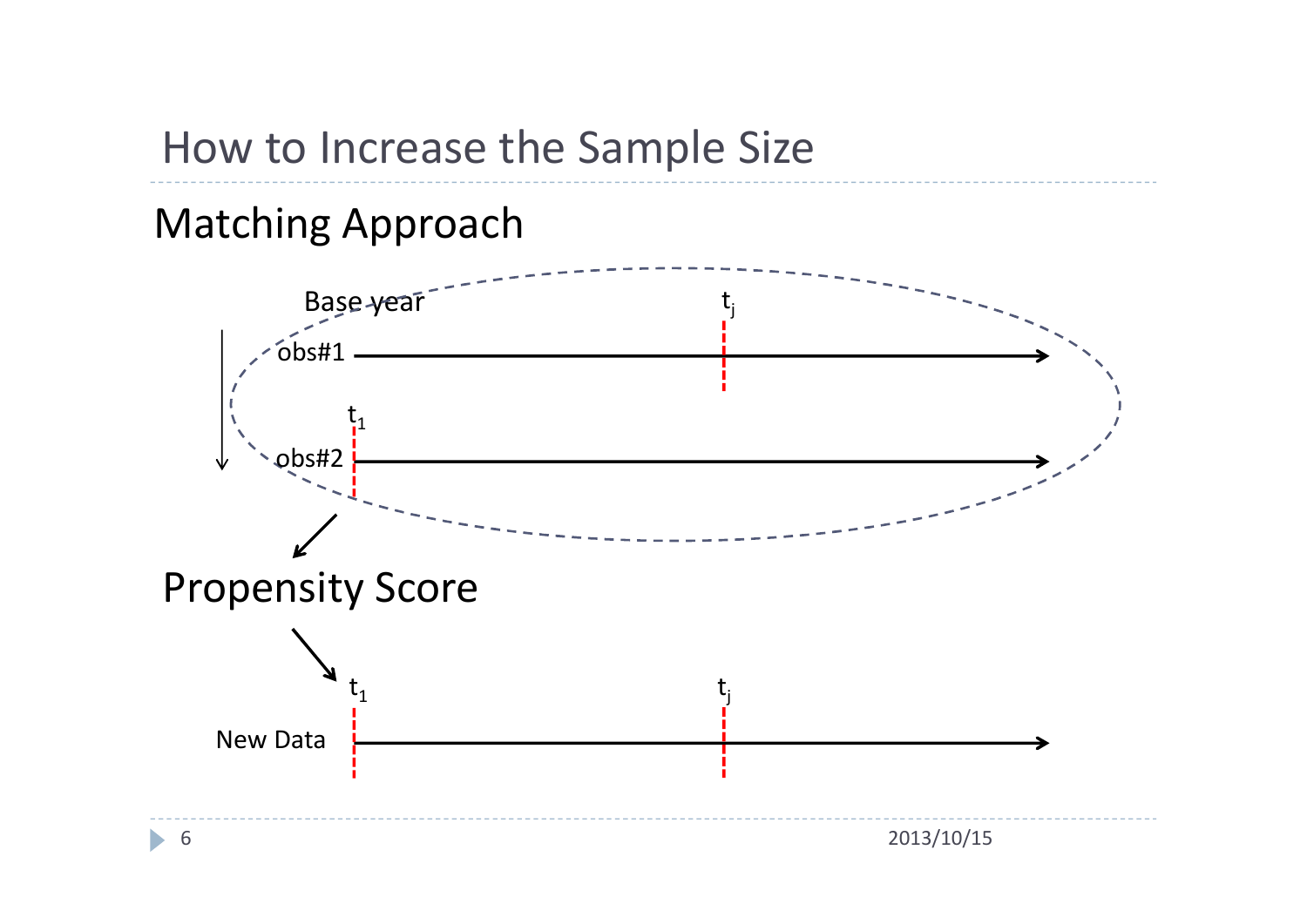# How to Increase the Sample Size

## Matching Approach

Base year

$t_j$

obs#1

$t_1$

obs#2

## Propensity Score

$t_1$

$t_j$

New Data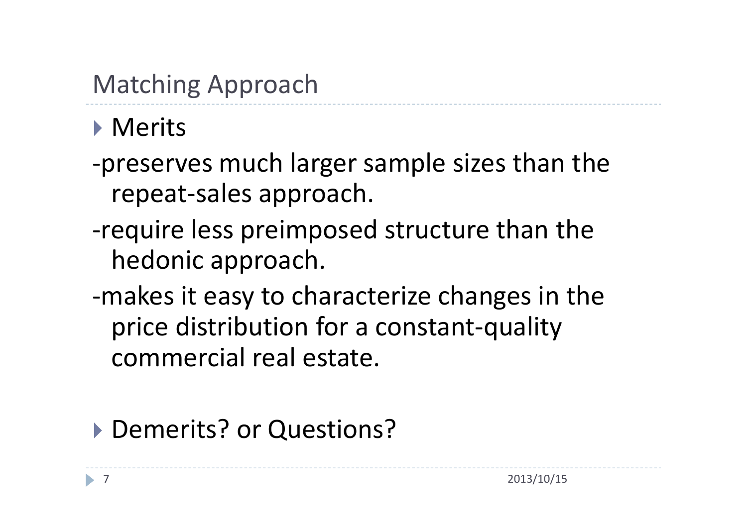## Matching Approach

- Merits

-preserves much larger sample sizes than the repeat-sales approach.

-require less preimposed structure than the hedonic approach.

-makes it easy to characterize changes in the price distribution for a constant-quality commercial real estate.

- Demerits? or Questions?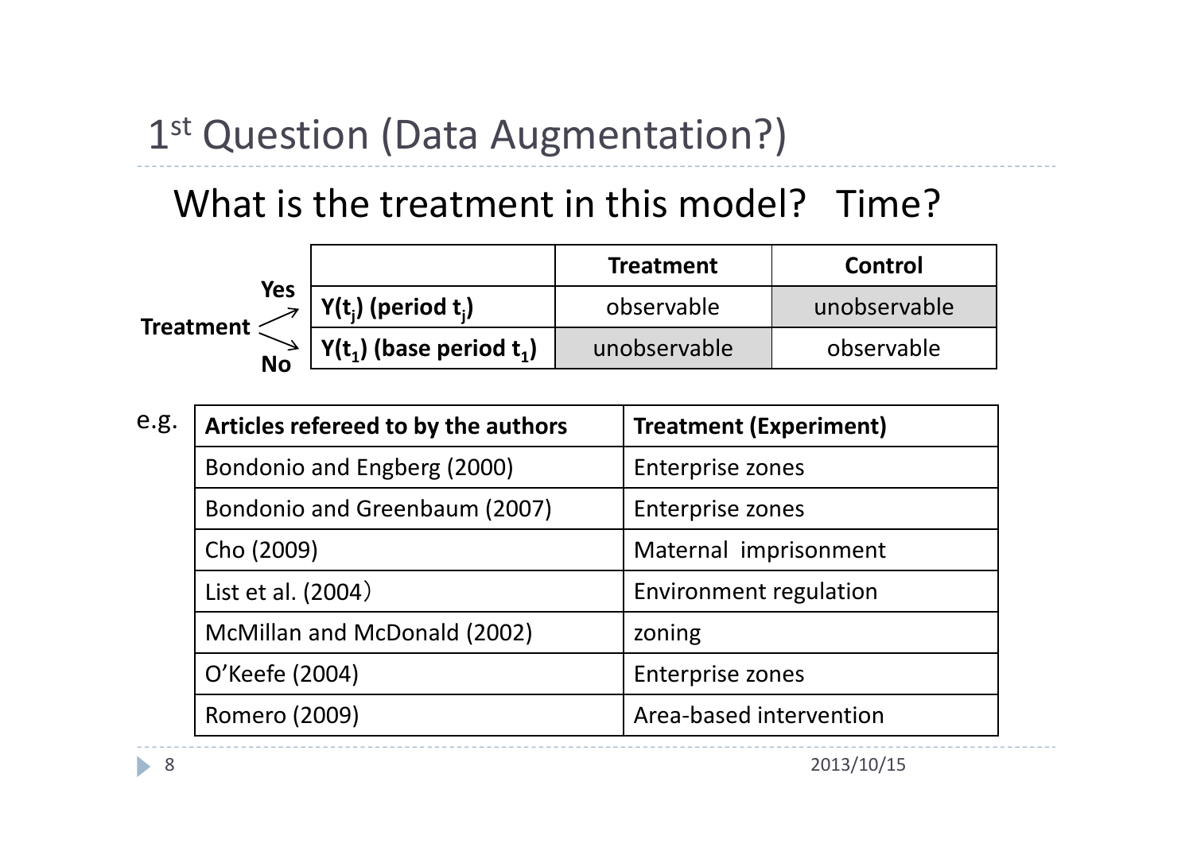# 1st Question (Data Augmentation?)

What is the treatment in this model? Time?

| Treatment | | Treatment | Control |
|---|---|---|---|
| Yes | $Y(t_j)$ (period $t_j$) | observable | unobservable |
| No | $Y(t_1)$ (base period $t_1$) | unobservable | observable |

e.g.

| Articles refereed to by the authors | Treatment (Experiment) |
|---|---|
| Bondonio and Engberg (2000) | Enterprise zones |
| Bondonio and Greenbaum (2007) | Enterprise zones |
| Cho (2009) | Maternal imprisonment |
| List et al. (2004） | Environment regulation |
| McMillan and McDonald (2002) | zoning |
| O’Keefe (2004) | Enterprise zones |
| Romero (2009) | Area-based intervention |

2013/10/15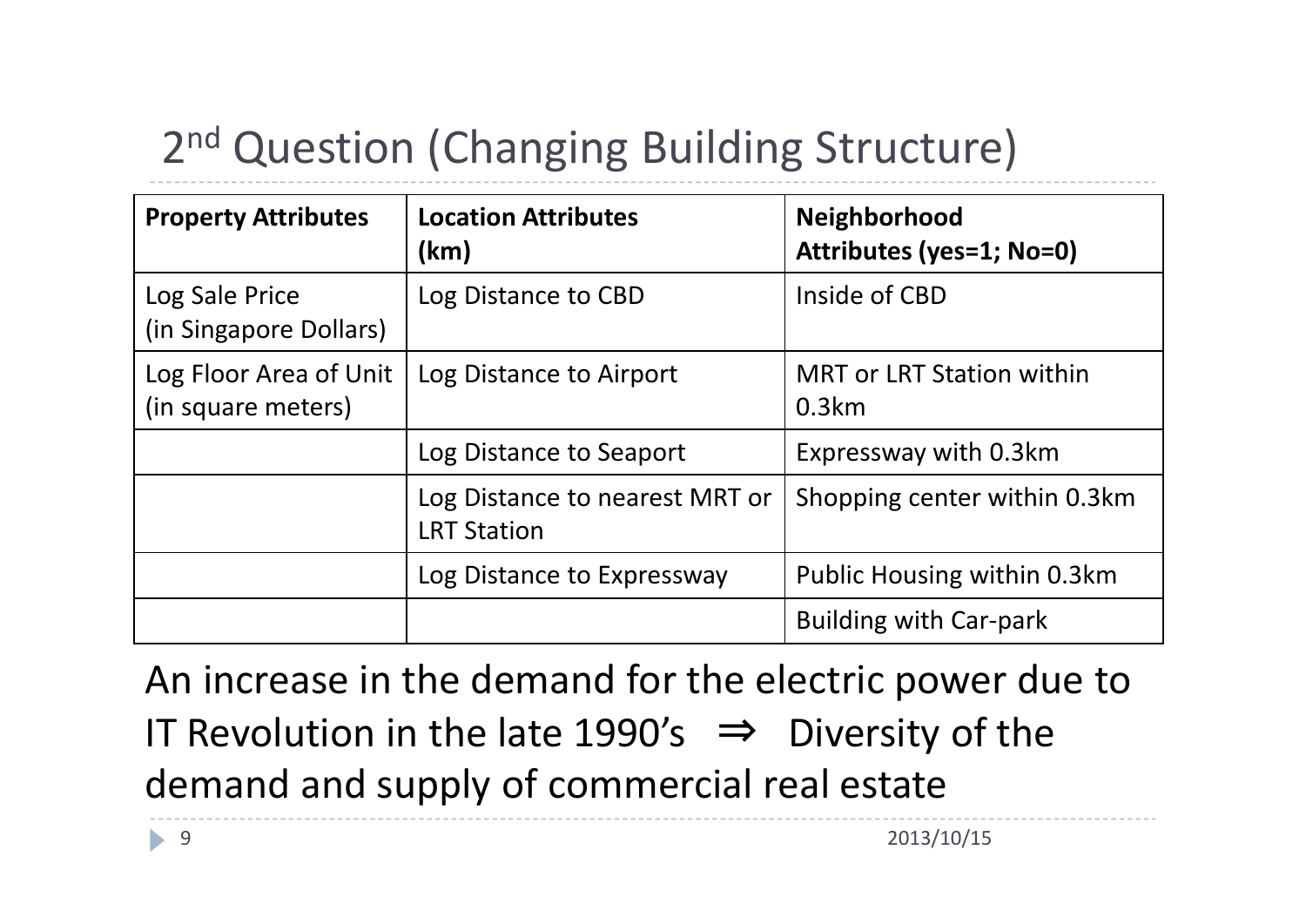## 2nd Question (Changing Building Structure)

| **Property Attributes** | **Location Attributes (km)** | **Neighborhood Attributes (yes=1; No=0)** |
|---|---|---|
| Log Sale Price (in Singapore Dollars) | Log Distance to CBD | Inside of CBD |
| Log Floor Area of Unit (in square meters) | Log Distance to Airport | MRT or LRT Station within 0.3km |
| | Log Distance to Seaport | Expressway with 0.3km |
| | Log Distance to nearest MRT or LRT Station | Shopping center within 0.3km |
| | Log Distance to Expressway | Public Housing within 0.3km |
| | | Building with Car-park |

An increase in the demand for the electric power due to IT Revolution in the late 1990's $\Rightarrow$ Diversity of the demand and supply of commercial real estate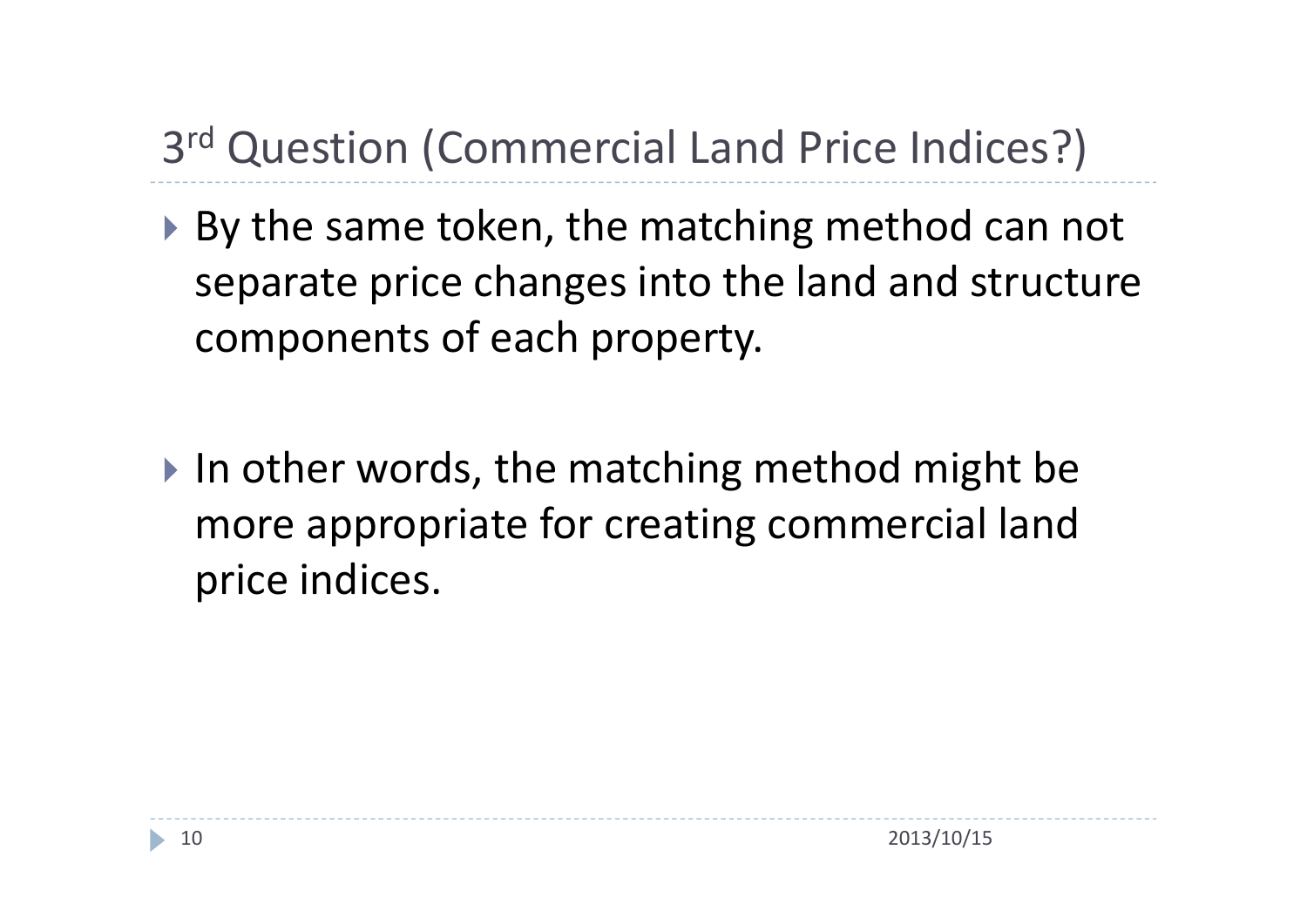# 3rd Question (Commercial Land Price Indices?)

- By the same token, the matching method can not separate price changes into the land and structure components of each property.

- In other words, the matching method might be more appropriate for creating commercial land price indices.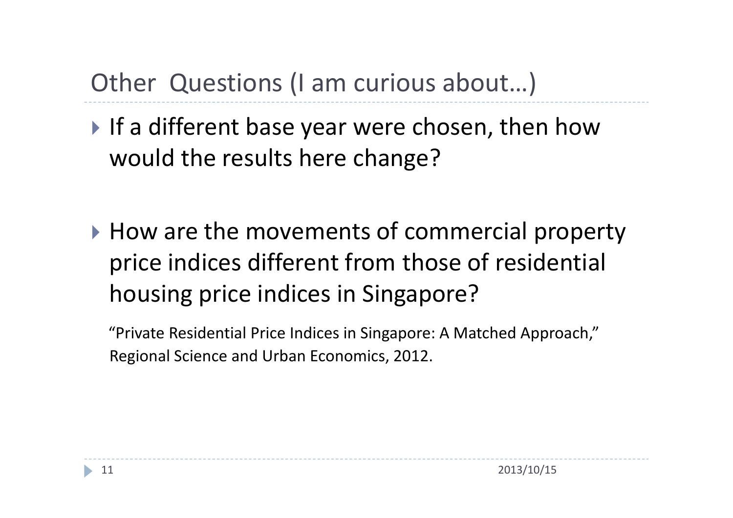## Other Questions (I am curious about…)

- If a different base year were chosen, then how would the results here change?

- How are the movements of commercial property price indices different from those of residential housing price indices in Singapore?

  "Private Residential Price Indices in Singapore: A Matched Approach," Regional Science and Urban Economics, 2012.